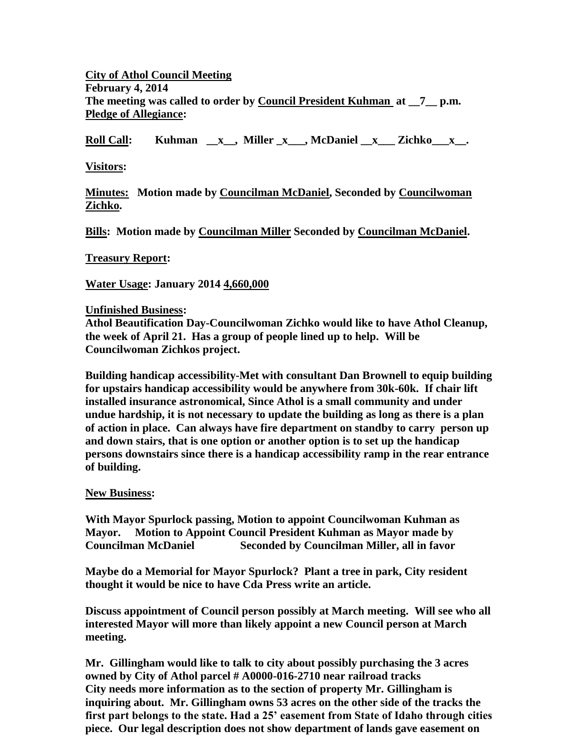**<u>City of Athol Council Meeting</u>**
**February 4, 2014**
**The meeting was called to order by <u>Council President Kuhman</u> at __7__ p.m.**
**<u>Pledge of Allegiance</u>:**

**<u>Roll Call</u>: Kuhman __x__, Miller _x___, McDaniel __x___ Zichko___x__.**

**<u>Visitors</u>:**

**<u>Minutes:</u> Motion made by <u>Councilman McDaniel</u>, Seconded by <u>Councilwoman Zichko</u>.**

**<u>Bills</u>: Motion made by <u>Councilman Miller</u> Seconded by <u>Councilman McDaniel</u>.**

**<u>Treasury Report</u>:**

**<u>Water Usage</u>: January 2014 <u>4,660,000</u>**

**<u>Unfinished Business</u>:**
**Athol Beautification Day-Councilwoman Zichko would like to have Athol Cleanup, the week of April 21. Has a group of people lined up to help. Will be Councilwoman Zichkos project.**

**Building handicap accessibility-Met with consultant Dan Brownell to equip building for upstairs handicap accessibility would be anywhere from 30k-60k. If chair lift installed insurance astronomical, Since Athol is a small community and under undue hardship, it is not necessary to update the building as long as there is a plan of action in place. Can always have fire department on standby to carry person up and down stairs, that is one option or another option is to set up the handicap persons downstairs since there is a handicap accessibility ramp in the rear entrance of building.**

**<u>New Business</u>:**

**With Mayor Spurlock passing, Motion to appoint Councilwoman Kuhman as Mayor. Motion to Appoint Council President Kuhman as Mayor made by Councilman McDaniel Seconded by Councilman Miller, all in favor**

**Maybe do a Memorial for Mayor Spurlock? Plant a tree in park, City resident thought it would be nice to have Cda Press write an article.**

**Discuss appointment of Council person possibly at March meeting. Will see who all interested Mayor will more than likely appoint a new Council person at March meeting.**

**Mr. Gillingham would like to talk to city about possibly purchasing the 3 acres owned by City of Athol parcel # A0000-016-2710 near railroad tracks City needs more information as to the section of property Mr. Gillingham is inquiring about. Mr. Gillingham owns 53 acres on the other side of the tracks the first part belongs to the state. Had a 25' easement from State of Idaho through cities piece. Our legal description does not show department of lands gave easement on**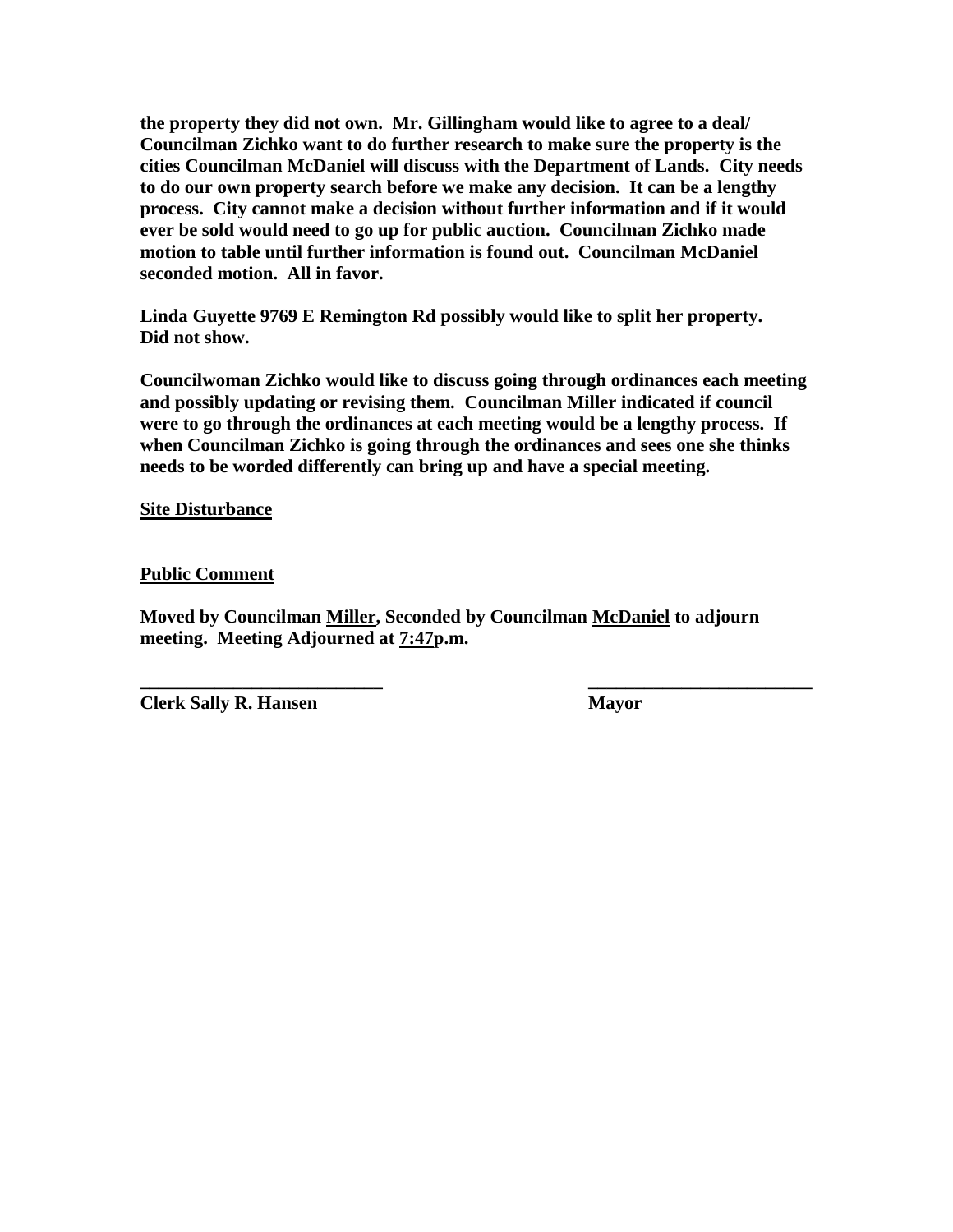**the property they did not own. Mr. Gillingham would like to agree to a deal/ Councilman Zichko want to do further research to make sure the property is the cities Councilman McDaniel will discuss with the Department of Lands. City needs to do our own property search before we make any decision. It can be a lengthy process. City cannot make a decision without further information and if it would ever be sold would need to go up for public auction. Councilman Zichko made motion to table until further information is found out. Councilman McDaniel seconded motion. All in favor.**

**Linda Guyette 9769 E Remington Rd possibly would like to split her property. Did not show.**

**Councilwoman Zichko would like to discuss going through ordinances each meeting and possibly updating or revising them. Councilman Miller indicated if council were to go through the ordinances at each meeting would be a lengthy process. If when Councilman Zichko is going through the ordinances and sees one she thinks needs to be worded differently can bring up and have a special meeting.**

**<u>Site Disturbance</u>**

**<u>Public Comment</u>**

**Moved by Councilman <u>Miller</u>, Seconded by Councilman <u>McDaniel</u> to adjourn meeting. Meeting Adjourned at <u>7:47</u>p.m.**

**\_\_\_\_\_\_\_\_\_\_\_\_\_\_\_\_\_\_\_\_\_\_\_\_\_\_ \_\_\_\_\_\_\_\_\_\_\_\_\_\_\_\_\_\_\_\_\_\_\_\_**

**Clerk Sally R. Hansen Mayor**